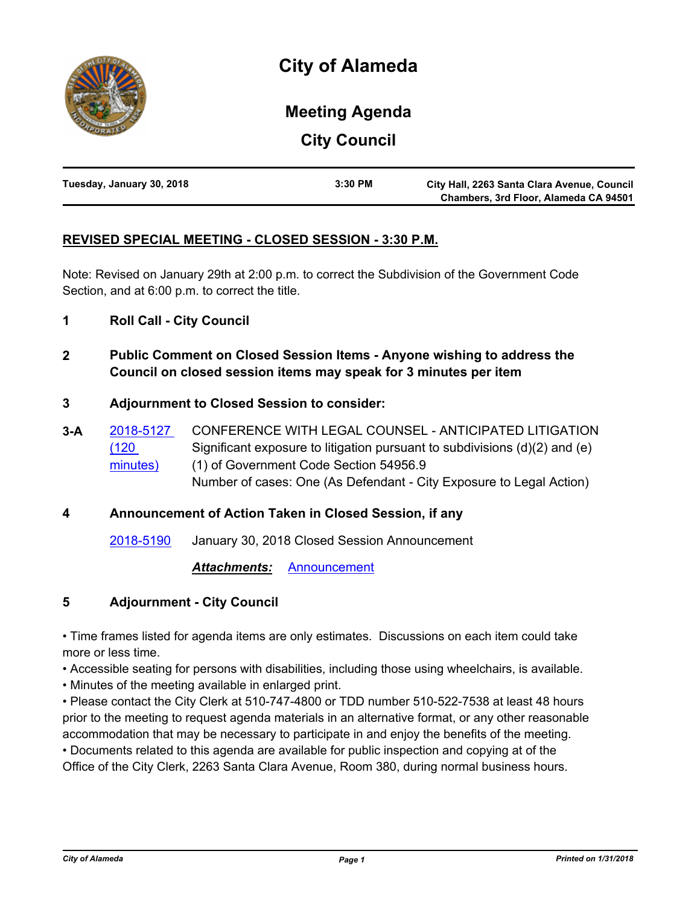# City of Alameda

## Meeting Agenda

## City Council

| Tuesday, January 30, 2018 | 3:30 PM | City Hall, 2263 Santa Clara Avenue, Council Chambers, 3rd Floor, Alameda CA 94501 |
|---|---|---|

### REVISED SPECIAL MEETING - CLOSED SESSION - 3:30 P.M.

Note: Revised on January 29th at 2:00 p.m. to correct the Subdivision of the Government Code Section, and at 6:00 p.m. to correct the title.

**1 Roll Call - City Council**

**2 Public Comment on Closed Session Items - Anyone wishing to address the Council on closed session items may speak for 3 minutes per item**

**3 Adjournment to Closed Session to consider:**

**3-A** 2018-5127 (120 minutes) CONFERENCE WITH LEGAL COUNSEL - ANTICIPATED LITIGATION
Significant exposure to litigation pursuant to subdivisions (d)(2) and (e)(1) of Government Code Section 54956.9
Number of cases: One (As Defendant - City Exposure to Legal Action)

**4 Announcement of Action Taken in Closed Session, if any**

2018-5190 January 30, 2018 Closed Session Announcement

***Attachments:*** Announcement

**5 Adjournment - City Council**

• Time frames listed for agenda items are only estimates. Discussions on each item could take more or less time.
• Accessible seating for persons with disabilities, including those using wheelchairs, is available.
• Minutes of the meeting available in enlarged print.
• Please contact the City Clerk at 510-747-4800 or TDD number 510-522-7538 at least 48 hours prior to the meeting to request agenda materials in an alternative format, or any other reasonable accommodation that may be necessary to participate in and enjoy the benefits of the meeting.
• Documents related to this agenda are available for public inspection and copying at of the Office of the City Clerk, 2263 Santa Clara Avenue, Room 380, during normal business hours.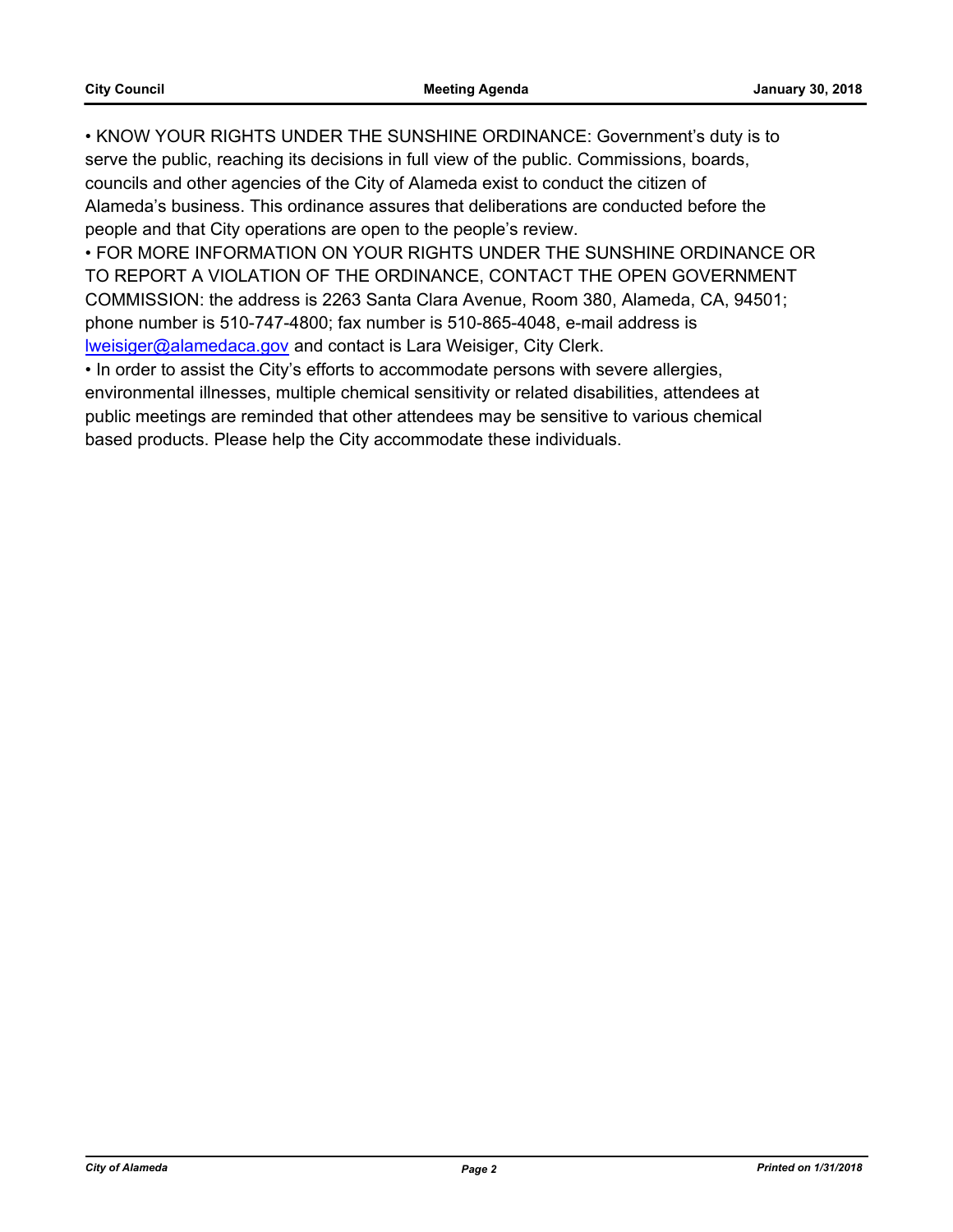- KNOW YOUR RIGHTS UNDER THE SUNSHINE ORDINANCE: Government's duty is to serve the public, reaching its decisions in full view of the public. Commissions, boards, councils and other agencies of the City of Alameda exist to conduct the citizen of Alameda's business. This ordinance assures that deliberations are conducted before the people and that City operations are open to the people's review.
- FOR MORE INFORMATION ON YOUR RIGHTS UNDER THE SUNSHINE ORDINANCE OR TO REPORT A VIOLATION OF THE ORDINANCE, CONTACT THE OPEN GOVERNMENT COMMISSION: the address is 2263 Santa Clara Avenue, Room 380, Alameda, CA, 94501; phone number is 510-747-4800; fax number is 510-865-4048, e-mail address is lweisiger@alamedaca.gov and contact is Lara Weisiger, City Clerk.
- In order to assist the City's efforts to accommodate persons with severe allergies, environmental illnesses, multiple chemical sensitivity or related disabilities, attendees at public meetings are reminded that other attendees may be sensitive to various chemical based products. Please help the City accommodate these individuals.